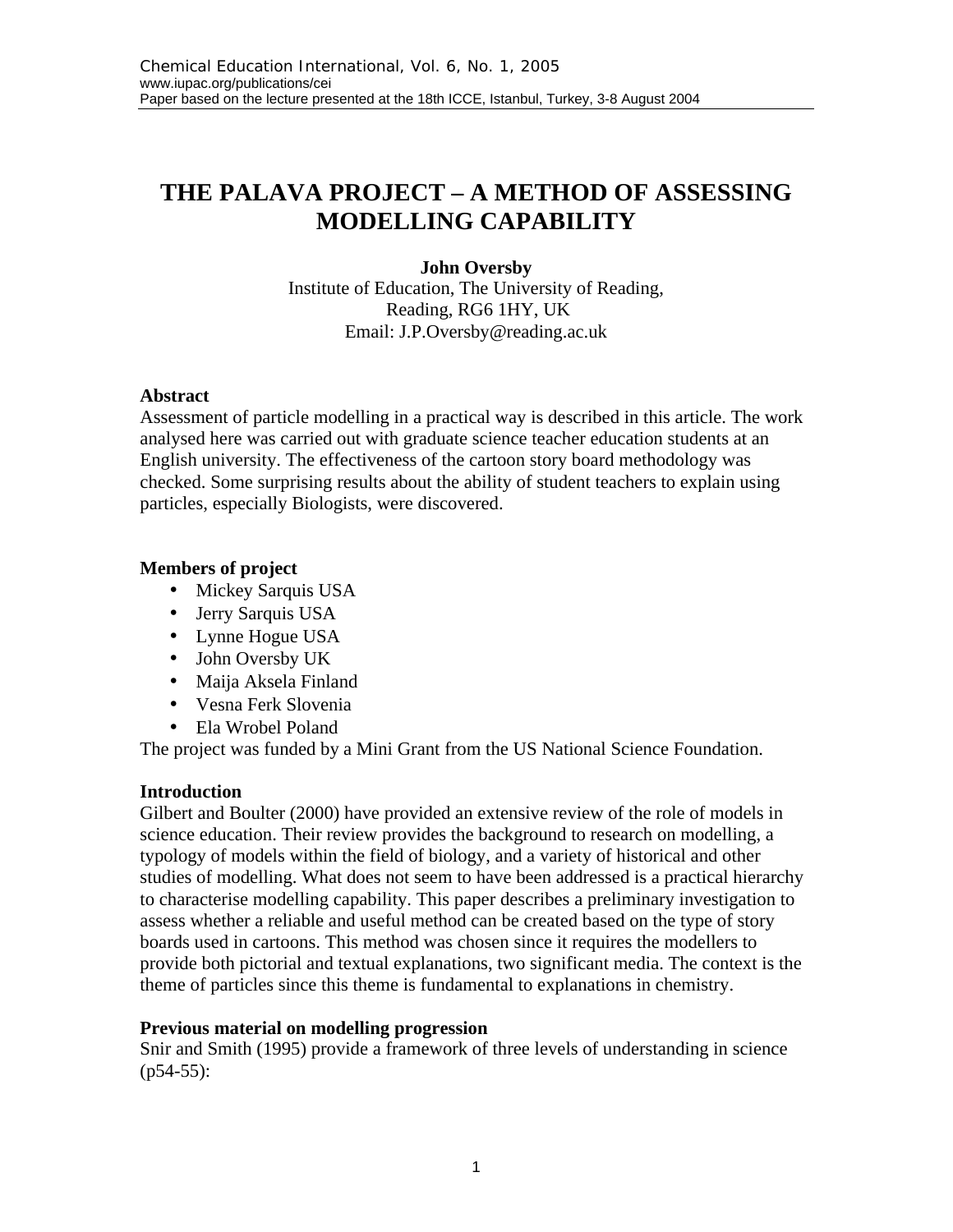# THE PALAVA PROJECT – A METHOD OF ASSESSING MODELLING CAPABILITY

**John Oversby**

Institute of Education, The University of Reading,
Reading, RG6 1HY, UK
Email: J.P.Oversby@reading.ac.uk

**Abstract**

Assessment of particle modelling in a practical way is described in this article. The work analysed here was carried out with graduate science teacher education students at an English university. The effectiveness of the cartoon story board methodology was checked. Some surprising results about the ability of student teachers to explain using particles, especially Biologists, were discovered.

**Members of project**

- Mickey Sarquis USA
- Jerry Sarquis USA
- Lynne Hogue USA
- John Oversby UK
- Maija Aksela Finland
- Vesna Ferk Slovenia
- Ela Wrobel Poland

The project was funded by a Mini Grant from the US National Science Foundation.

**Introduction**

Gilbert and Boulter (2000) have provided an extensive review of the role of models in science education. Their review provides the background to research on modelling, a typology of models within the field of biology, and a variety of historical and other studies of modelling. What does not seem to have been addressed is a practical hierarchy to characterise modelling capability. This paper describes a preliminary investigation to assess whether a reliable and useful method can be created based on the type of story boards used in cartoons. This method was chosen since it requires the modellers to provide both pictorial and textual explanations, two significant media. The context is the theme of particles since this theme is fundamental to explanations in chemistry.

**Previous material on modelling progression**

Snir and Smith (1995) provide a framework of three levels of understanding in science (p54-55):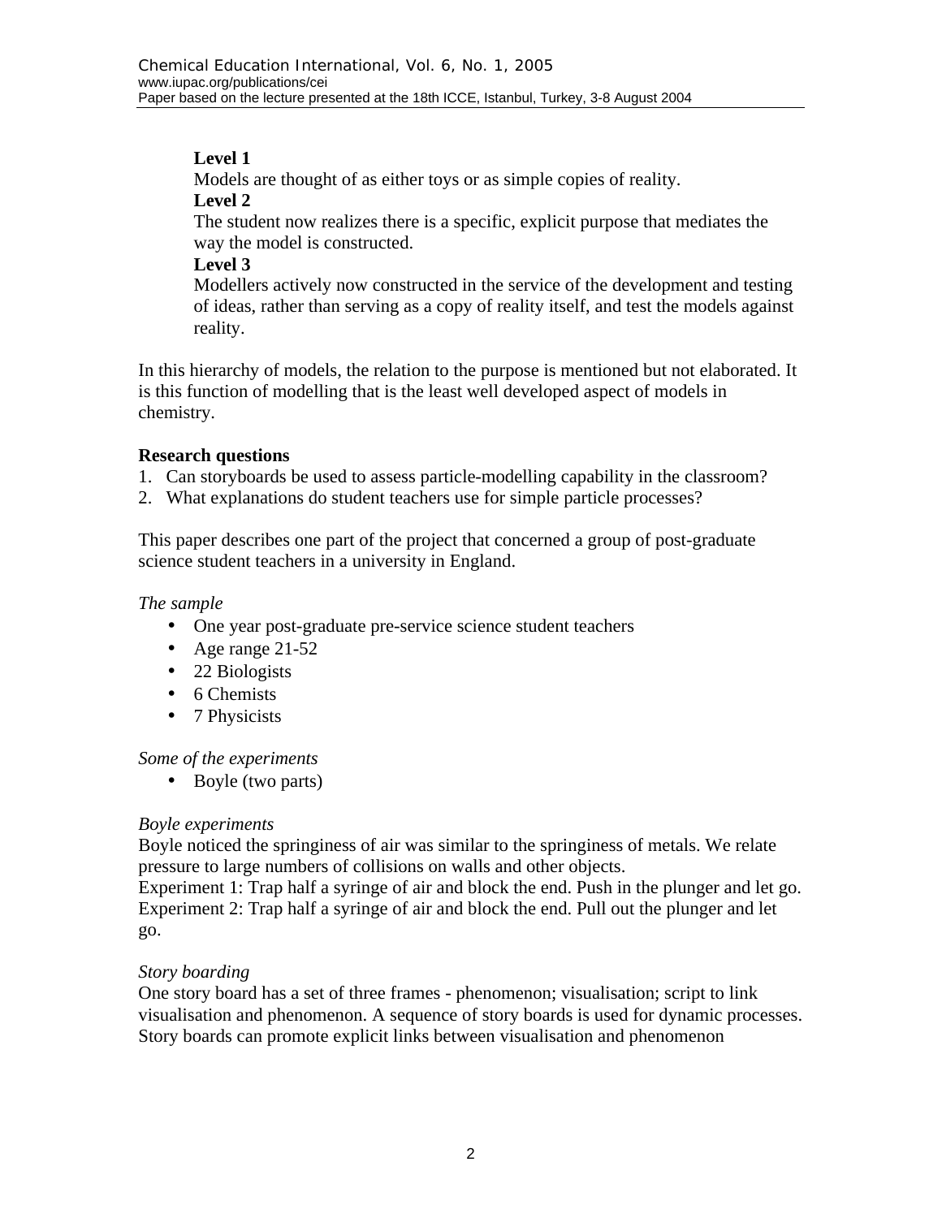**Level 1**

Models are thought of as either toys or as simple copies of reality.

**Level 2**

The student now realizes there is a specific, explicit purpose that mediates the way the model is constructed.

**Level 3**

Modellers actively now constructed in the service of the development and testing of ideas, rather than serving as a copy of reality itself, and test the models against reality.

In this hierarchy of models, the relation to the purpose is mentioned but not elaborated. It is this function of modelling that is the least well developed aspect of models in chemistry.

**Research questions**

1. Can storyboards be used to assess particle-modelling capability in the classroom?
2. What explanations do student teachers use for simple particle processes?

This paper describes one part of the project that concerned a group of post-graduate science student teachers in a university in England.

*The sample*

- One year post-graduate pre-service science student teachers
- Age range 21-52
- 22 Biologists
- 6 Chemists
- 7 Physicists

*Some of the experiments*

- Boyle (two parts)

*Boyle experiments*

Boyle noticed the springiness of air was similar to the springiness of metals. We relate pressure to large numbers of collisions on walls and other objects.
Experiment 1: Trap half a syringe of air and block the end. Push in the plunger and let go.
Experiment 2: Trap half a syringe of air and block the end. Pull out the plunger and let go.

*Story boarding*

One story board has a set of three frames - phenomenon; visualisation; script to link visualisation and phenomenon. A sequence of story boards is used for dynamic processes. Story boards can promote explicit links between visualisation and phenomenon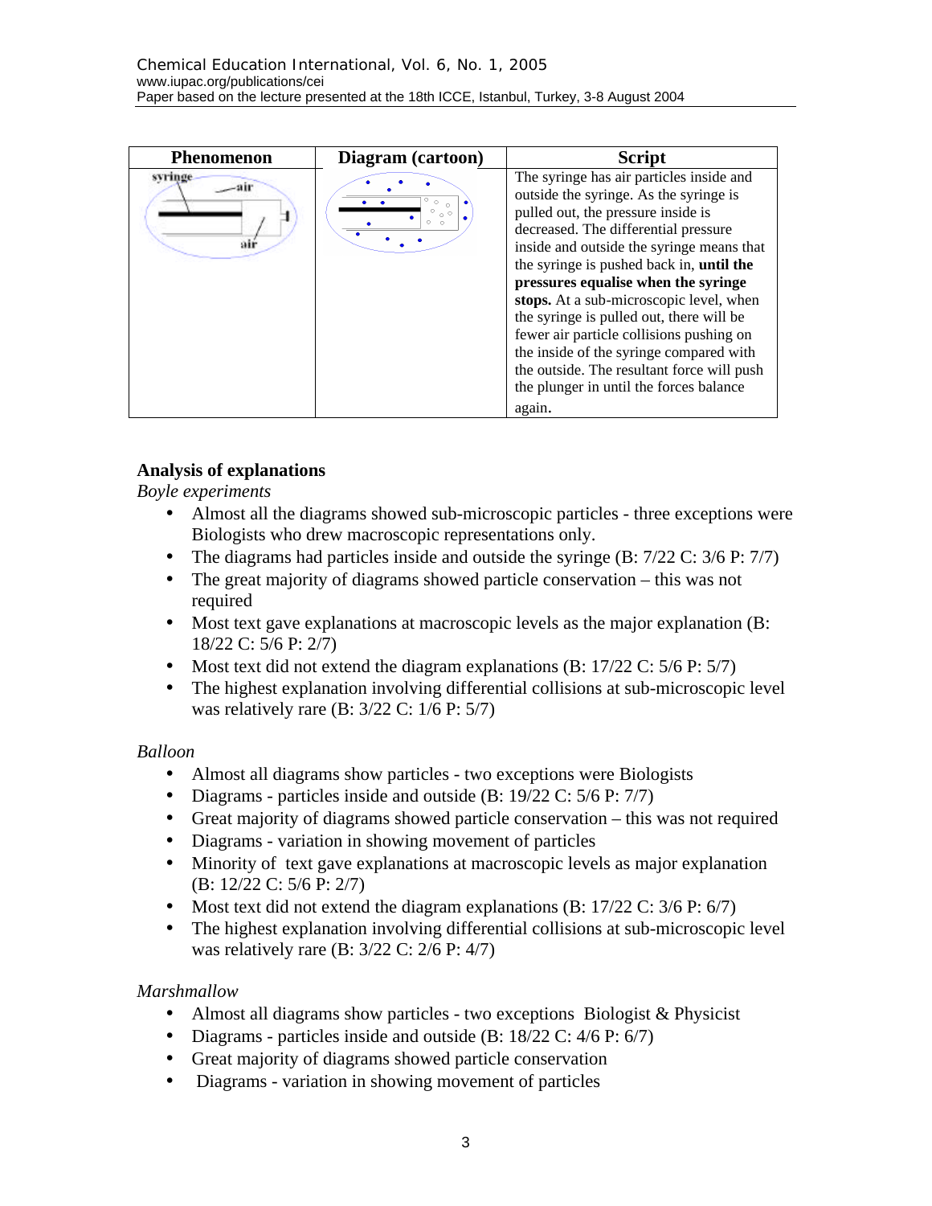| Phenomenon | Diagram (cartoon) | Script |
|---|---|---|
| syringe air air | | The syringe has air particles inside and outside the syringe. As the syringe is pulled out, the pressure inside is decreased. The differential pressure inside and outside the syringe means that the syringe is pushed back in, **until the pressures equalise when the syringe stops.** At a sub-microscopic level, when the syringe is pulled out, there will be fewer air particle collisions pushing on the inside of the syringe compared with the outside. The resultant force will push the plunger in until the forces balance again. |

### Analysis of explanations

*Boyle experiments*

- Almost all the diagrams showed sub-microscopic particles - three exceptions were Biologists who drew macroscopic representations only.
- The diagrams had particles inside and outside the syringe (B: 7/22 C: 3/6 P: 7/7)
- The great majority of diagrams showed particle conservation – this was not required
- Most text gave explanations at macroscopic levels as the major explanation (B: 18/22 C: 5/6 P: 2/7)
- Most text did not extend the diagram explanations (B: 17/22 C: 5/6 P: 5/7)
- The highest explanation involving differential collisions at sub-microscopic level was relatively rare (B: 3/22 C: 1/6 P: 5/7)

*Balloon*

- Almost all diagrams show particles - two exceptions were Biologists
- Diagrams - particles inside and outside (B: 19/22 C: 5/6 P: 7/7)
- Great majority of diagrams showed particle conservation – this was not required
- Diagrams - variation in showing movement of particles
- Minority of text gave explanations at macroscopic levels as major explanation (B: 12/22 C: 5/6 P: 2/7)
- Most text did not extend the diagram explanations (B: 17/22 C: 3/6 P: 6/7)
- The highest explanation involving differential collisions at sub-microscopic level was relatively rare (B: 3/22 C: 2/6 P: 4/7)

*Marshmallow*

- Almost all diagrams show particles - two exceptions Biologist & Physicist
- Diagrams - particles inside and outside (B: 18/22 C: 4/6 P: 6/7)
- Great majority of diagrams showed particle conservation
- Diagrams - variation in showing movement of particles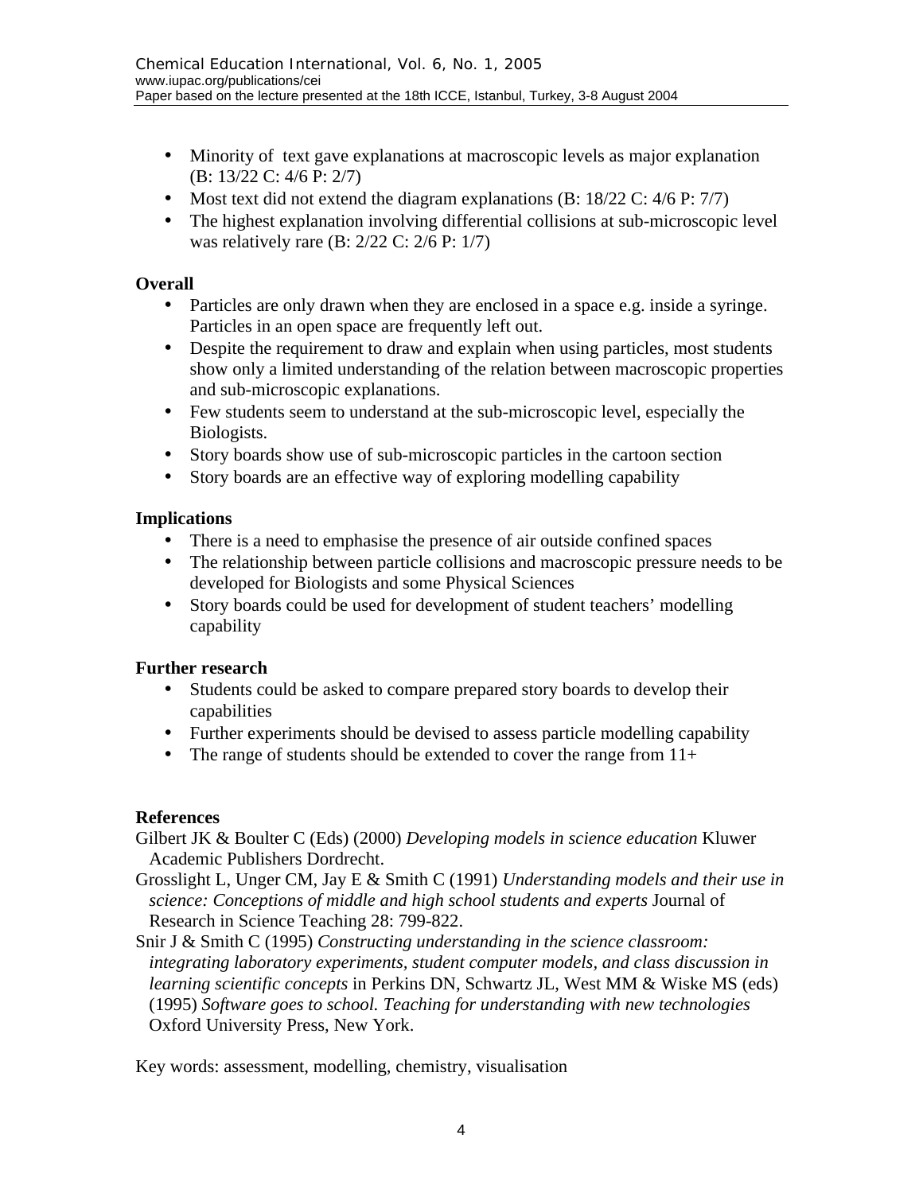- Minority of text gave explanations at macroscopic levels as major explanation (B: 13/22 C: 4/6 P: 2/7)
- Most text did not extend the diagram explanations (B: 18/22 C: 4/6 P: 7/7)
- The highest explanation involving differential collisions at sub-microscopic level was relatively rare (B: 2/22 C: 2/6 P: 1/7)

**Overall**

- Particles are only drawn when they are enclosed in a space e.g. inside a syringe. Particles in an open space are frequently left out.
- Despite the requirement to draw and explain when using particles, most students show only a limited understanding of the relation between macroscopic properties and sub-microscopic explanations.
- Few students seem to understand at the sub-microscopic level, especially the Biologists.
- Story boards show use of sub-microscopic particles in the cartoon section
- Story boards are an effective way of exploring modelling capability

**Implications**

- There is a need to emphasise the presence of air outside confined spaces
- The relationship between particle collisions and macroscopic pressure needs to be developed for Biologists and some Physical Sciences
- Story boards could be used for development of student teachers' modelling capability

**Further research**

- Students could be asked to compare prepared story boards to develop their capabilities
- Further experiments should be devised to assess particle modelling capability
- The range of students should be extended to cover the range from 11+

**References**

Gilbert JK & Boulter C (Eds) (2000) *Developing models in science education* Kluwer Academic Publishers Dordrecht.

Grosslight L, Unger CM, Jay E & Smith C (1991) *Understanding models and their use in science: Conceptions of middle and high school students and experts* Journal of Research in Science Teaching 28: 799-822.

Snir J & Smith C (1995) *Constructing understanding in the science classroom: integrating laboratory experiments, student computer models, and class discussion in learning scientific concepts* in Perkins DN, Schwartz JL, West MM & Wiske MS (eds) (1995) *Software goes to school. Teaching for understanding with new technologies* Oxford University Press, New York.

Key words: assessment, modelling, chemistry, visualisation